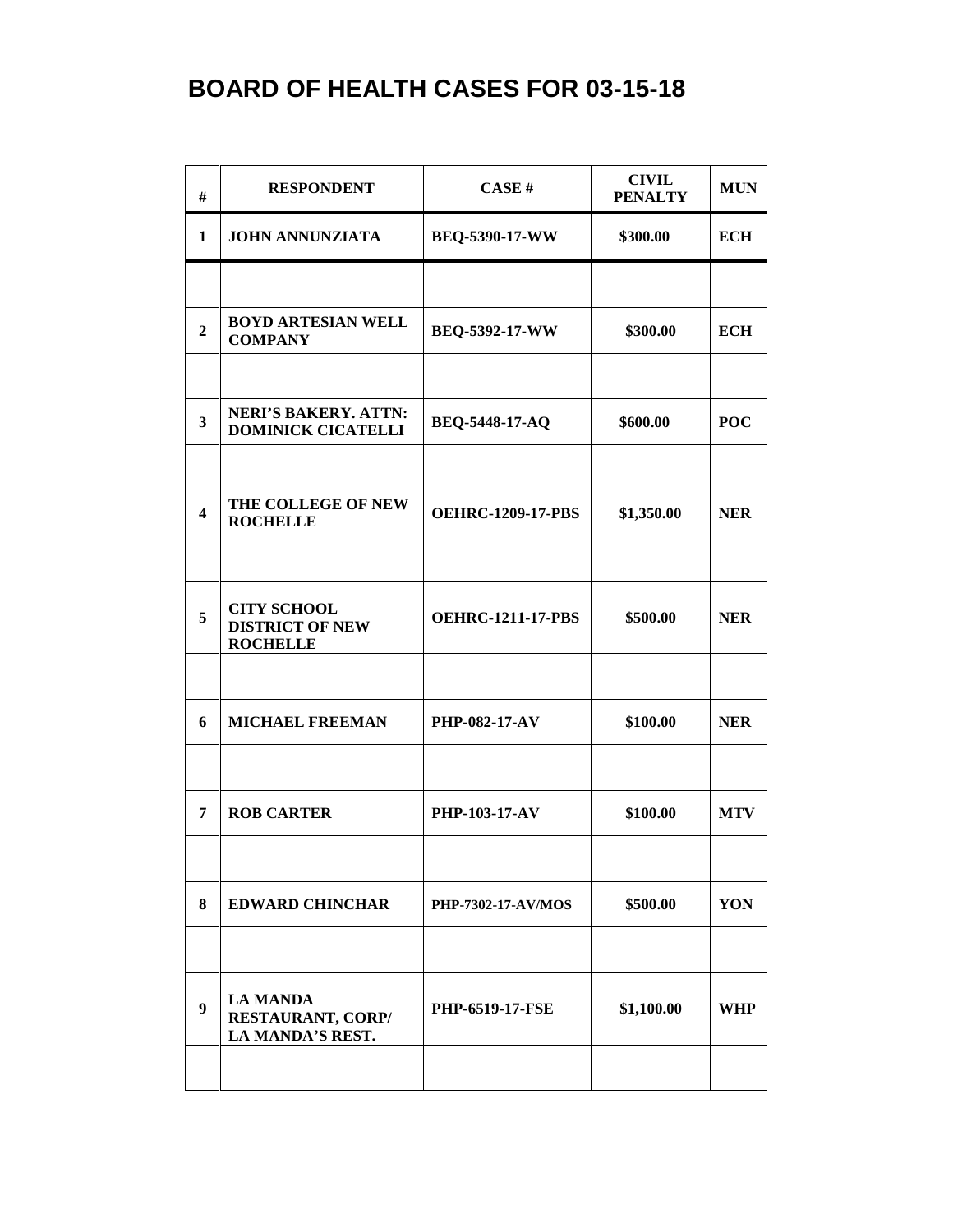# BOARD OF HEALTH CASES FOR 03-15-18

| # | RESPONDENT | CASE # | CIVIL PENALTY | MUN |
|---|---|---|---|---|
| 1 | JOHN ANNUNZIATA | BEQ-5390-17-WW | $300.00 | ECH |
| | | | | |
| 2 | BOYD ARTESIAN WELL COMPANY | BEQ-5392-17-WW | $300.00 | ECH |
| | | | | |
| 3 | NERI'S BAKERY. ATTN: DOMINICK CICATELLI | BEQ-5448-17-AQ | $600.00 | POC |
| | | | | |
| 4 | THE COLLEGE OF NEW ROCHELLE | OEHRC-1209-17-PBS | $1,350.00 | NER |
| | | | | |
| 5 | CITY SCHOOL DISTRICT OF NEW ROCHELLE | OEHRC-1211-17-PBS | $500.00 | NER |
| | | | | |
| 6 | MICHAEL FREEMAN | PHP-082-17-AV | $100.00 | NER |
| | | | | |
| 7 | ROB CARTER | PHP-103-17-AV | $100.00 | MTV |
| | | | | |
| 8 | EDWARD CHINCHAR | PHP-7302-17-AV/MOS | $500.00 | YON |
| | | | | |
| 9 | LA MANDA RESTAURANT, CORP/ LA MANDA'S REST. | PHP-6519-17-FSE | $1,100.00 | WHP |
| | | | | |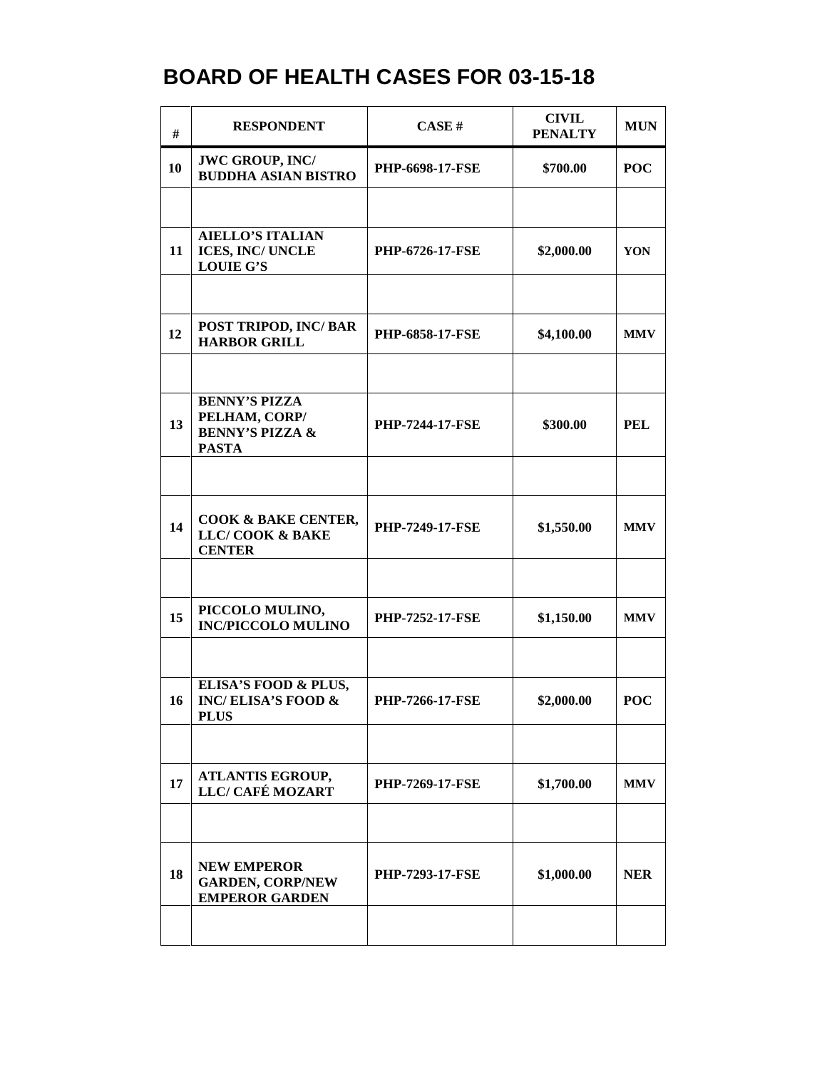# BOARD OF HEALTH CASES FOR 03-15-18

| # | RESPONDENT | CASE # | CIVIL PENALTY | MUN |
|---|---|---|---|---|
| 10 | JWC GROUP, INC/ BUDDHA ASIAN BISTRO | PHP-6698-17-FSE | $700.00 | POC |
| | | | | |
| 11 | AIELLO'S ITALIAN ICES, INC/ UNCLE LOUIE G'S | PHP-6726-17-FSE | $2,000.00 | YON |
| | | | | |
| 12 | POST TRIPOD, INC/ BAR HARBOR GRILL | PHP-6858-17-FSE | $4,100.00 | MMV |
| | | | | |
| 13 | BENNY'S PIZZA PELHAM, CORP/ BENNY'S PIZZA & PASTA | PHP-7244-17-FSE | $300.00 | PEL |
| | | | | |
| 14 | COOK & BAKE CENTER, LLC/ COOK & BAKE CENTER | PHP-7249-17-FSE | $1,550.00 | MMV |
| | | | | |
| 15 | PICCOLO MULINO, INC/PICCOLO MULINO | PHP-7252-17-FSE | $1,150.00 | MMV |
| | | | | |
| 16 | ELISA'S FOOD & PLUS, INC/ ELISA'S FOOD & PLUS | PHP-7266-17-FSE | $2,000.00 | POC |
| | | | | |
| 17 | ATLANTIS EGROUP, LLC/ CAFÉ MOZART | PHP-7269-17-FSE | $1,700.00 | MMV |
| | | | | |
| 18 | NEW EMPEROR GARDEN, CORP/NEW EMPEROR GARDEN | PHP-7293-17-FSE | $1,000.00 | NER |
| | | | | |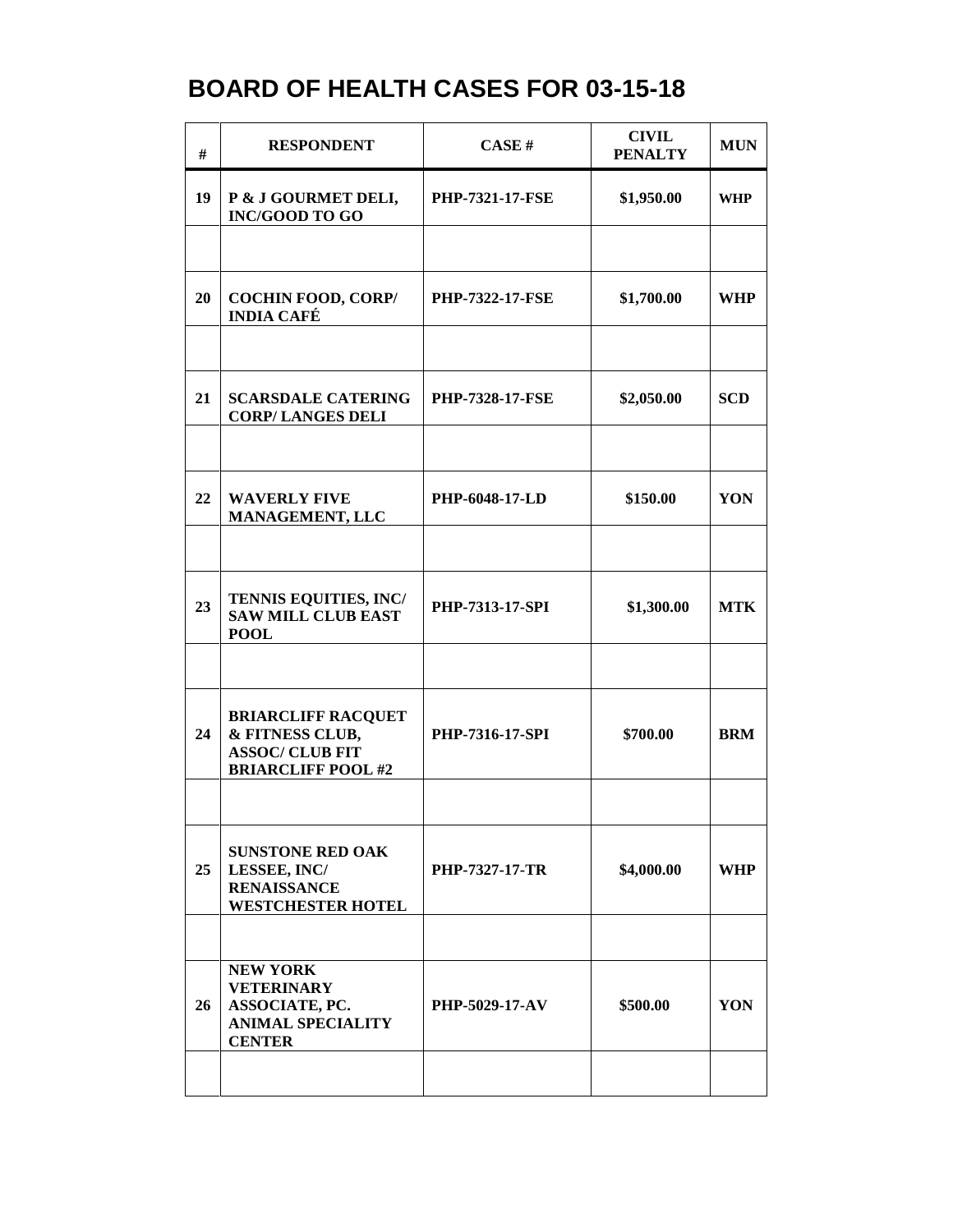# BOARD OF HEALTH CASES FOR 03-15-18

| # | RESPONDENT | CASE # | CIVIL PENALTY | MUN |
|---|---|---|---|---|
| 19 | P & J GOURMET DELI, INC/GOOD TO GO | PHP-7321-17-FSE | $1,950.00 | WHP |
| | | | | |
| 20 | COCHIN FOOD, CORP/ INDIA CAFÉ | PHP-7322-17-FSE | $1,700.00 | WHP |
| | | | | |
| 21 | SCARSDALE CATERING CORP/ LANGES DELI | PHP-7328-17-FSE | $2,050.00 | SCD |
| | | | | |
| 22 | WAVERLY FIVE MANAGEMENT, LLC | PHP-6048-17-LD | $150.00 | YON |
| | | | | |
| 23 | TENNIS EQUITIES, INC/ SAW MILL CLUB EAST POOL | PHP-7313-17-SPI | $1,300.00 | MTK |
| | | | | |
| 24 | BRIARCLIFF RACQUET & FITNESS CLUB, ASSOC/ CLUB FIT BRIARCLIFF POOL #2 | PHP-7316-17-SPI | $700.00 | BRM |
| | | | | |
| 25 | SUNSTONE RED OAK LESSEE, INC/ RENAISSANCE WESTCHESTER HOTEL | PHP-7327-17-TR | $4,000.00 | WHP |
| | | | | |
| 26 | NEW YORK VETERINARY ASSOCIATE, PC. ANIMAL SPECIALITY CENTER | PHP-5029-17-AV | $500.00 | YON |
| | | | | |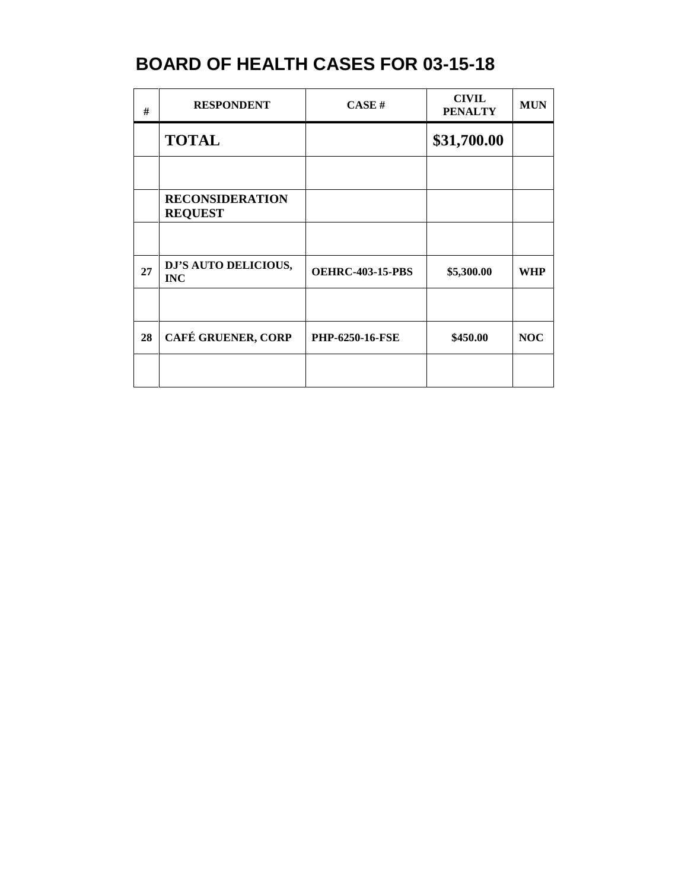# BOARD OF HEALTH CASES FOR 03-15-18

| # | RESPONDENT | CASE # | CIVIL PENALTY | MUN |
|---|---|---|---|---|
| | **TOTAL** | | **$31,700.00** | |
| | | | | |
| | **RECONSIDERATION REQUEST** | | | |
| | | | | |
| 27 | DJ'S AUTO DELICIOUS, INC | OEHRC-403-15-PBS | $5,300.00 | WHP |
| | | | | |
| 28 | CAFÉ GRUENER, CORP | PHP-6250-16-FSE | $450.00 | NOC |
| | | | | |